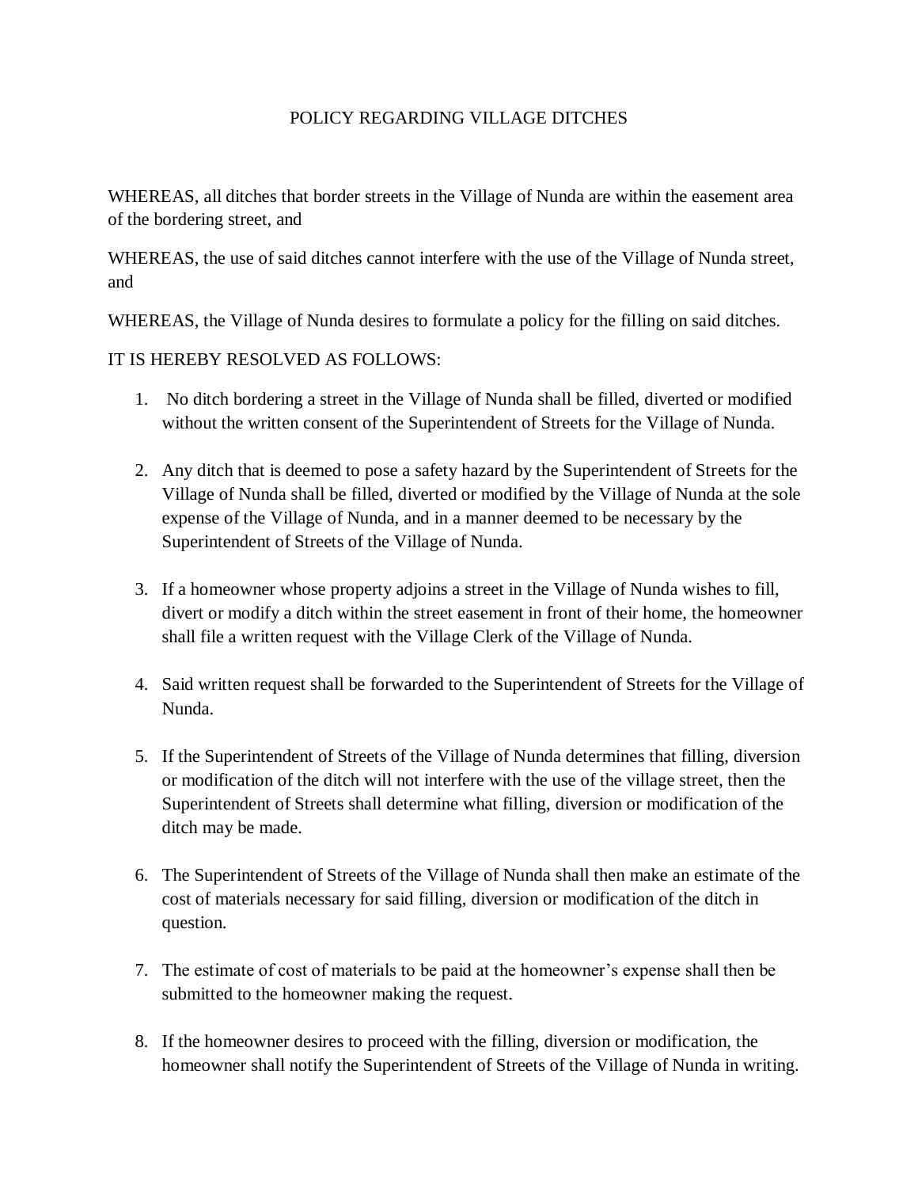# POLICY REGARDING VILLAGE DITCHES

WHEREAS, all ditches that border streets in the Village of Nunda are within the easement area of the bordering street, and

WHEREAS, the use of said ditches cannot interfere with the use of the Village of Nunda street, and

WHEREAS, the Village of Nunda desires to formulate a policy for the filling on said ditches.

IT IS HEREBY RESOLVED AS FOLLOWS:

1. No ditch bordering a street in the Village of Nunda shall be filled, diverted or modified without the written consent of the Superintendent of Streets for the Village of Nunda.

2. Any ditch that is deemed to pose a safety hazard by the Superintendent of Streets for the Village of Nunda shall be filled, diverted or modified by the Village of Nunda at the sole expense of the Village of Nunda, and in a manner deemed to be necessary by the Superintendent of Streets of the Village of Nunda.

3. If a homeowner whose property adjoins a street in the Village of Nunda wishes to fill, divert or modify a ditch within the street easement in front of their home, the homeowner shall file a written request with the Village Clerk of the Village of Nunda.

4. Said written request shall be forwarded to the Superintendent of Streets for the Village of Nunda.

5. If the Superintendent of Streets of the Village of Nunda determines that filling, diversion or modification of the ditch will not interfere with the use of the village street, then the Superintendent of Streets shall determine what filling, diversion or modification of the ditch may be made.

6. The Superintendent of Streets of the Village of Nunda shall then make an estimate of the cost of materials necessary for said filling, diversion or modification of the ditch in question.

7. The estimate of cost of materials to be paid at the homeowner's expense shall then be submitted to the homeowner making the request.

8. If the homeowner desires to proceed with the filling, diversion or modification, the homeowner shall notify the Superintendent of Streets of the Village of Nunda in writing.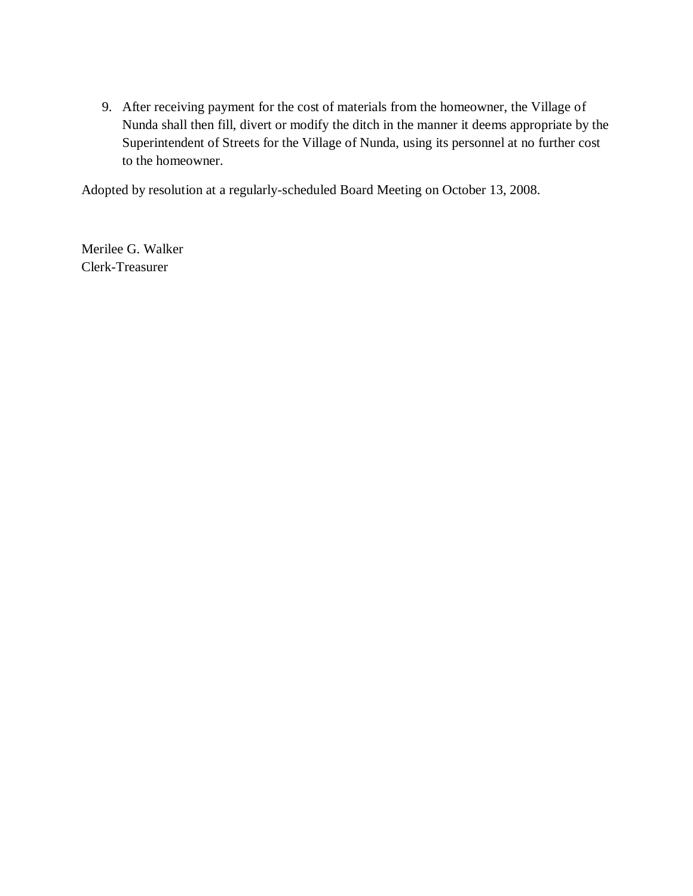9. After receiving payment for the cost of materials from the homeowner, the Village of Nunda shall then fill, divert or modify the ditch in the manner it deems appropriate by the Superintendent of Streets for the Village of Nunda, using its personnel at no further cost to the homeowner.

Adopted by resolution at a regularly-scheduled Board Meeting on October 13, 2008.

Merilee G. Walker
Clerk-Treasurer